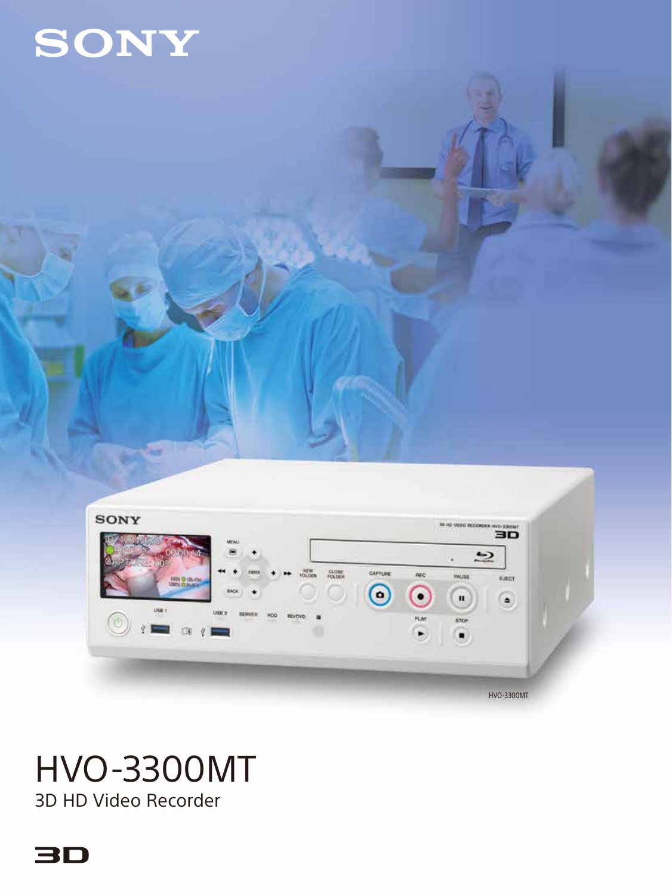SONY

HVO-3300MT

# HVO-3300MT

3D HD Video Recorder

3D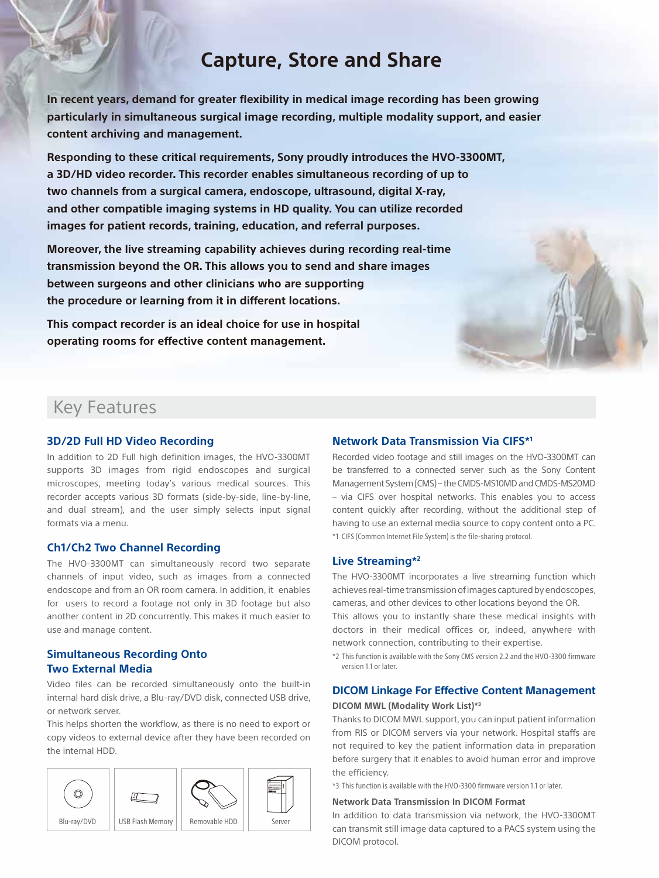# Capture, Store and Share

**In recent years, demand for greater flexibility in medical image recording has been growing particularly in simultaneous surgical image recording, multiple modality support, and easier content archiving and management.**

**Responding to these critical requirements, Sony proudly introduces the HVO-3300MT, a 3D/HD video recorder. This recorder enables simultaneous recording of up to two channels from a surgical camera, endoscope, ultrasound, digital X-ray, and other compatible imaging systems in HD quality. You can utilize recorded images for patient records, training, education, and referral purposes.**

**Moreover, the live streaming capability achieves during recording real-time transmission beyond the OR. This allows you to send and share images between surgeons and other clinicians who are supporting the procedure or learning from it in different locations.**

**This compact recorder is an ideal choice for use in hospital operating rooms for effective content management.**

## Key Features

### 3D/2D Full HD Video Recording

In addition to 2D Full high definition images, the HVO-3300MT supports 3D images from rigid endoscopes and surgical microscopes, meeting today's various medical sources. This recorder accepts various 3D formats (side-by-side, line-by-line, and dual stream), and the user simply selects input signal formats via a menu.

### Ch1/Ch2 Two Channel Recording

The HVO-3300MT can simultaneously record two separate channels of input video, such as images from a connected endoscope and from an OR room camera. In addition, it enables for users to record a footage not only in 3D footage but also another content in 2D concurrently. This makes it much easier to use and manage content.

### Simultaneous Recording Onto Two External Media

Video files can be recorded simultaneously onto the built-in internal hard disk drive, a Blu-ray/DVD disk, connected USB drive, or network server.

This helps shorten the workflow, as there is no need to export or copy videos to external device after they have been recorded on the internal HDD.

| Blu-ray/DVD | USB Flash Memory | Removable HDD | Server |
| --- | --- | --- | --- |

### Network Data Transmission Via CIFS*[1]

Recorded video footage and still images on the HVO-3300MT can be transferred to a connected server such as the Sony Content Management System (CMS) – the CMDS-MS10MD and CMDS-MS20MD – via CIFS over hospital networks. This enables you to access content quickly after recording, without the additional step of having to use an external media source to copy content onto a PC.

*1 CIFS (Common Internet File System) is the file-sharing protocol.

### Live Streaming*[2]

The HVO-3300MT incorporates a live streaming function which achieves real-time transmission of images captured by endoscopes, cameras, and other devices to other locations beyond the OR.

This allows you to instantly share these medical insights with doctors in their medical offices or, indeed, anywhere with network connection, contributing to their expertise.

*2 This function is available with the Sony CMS version 2.2 and the HVO-3300 firmware version 1.1 or later.

### DICOM Linkage For Effective Content Management

**DICOM MWL (Modality Work List)*[3]**

Thanks to DICOM MWL support, you can input patient information from RIS or DICOM servers via your network. Hospital staffs are not required to key the patient information data in preparation before surgery that it enables to avoid human error and improve the efficiency.

*3 This function is available with the HVO-3300 firmware version 1.1 or later.

**Network Data Transmission In DICOM Format**

In addition to data transmission via network, the HVO-3300MT can transmit still image data captured to a PACS system using the DICOM protocol.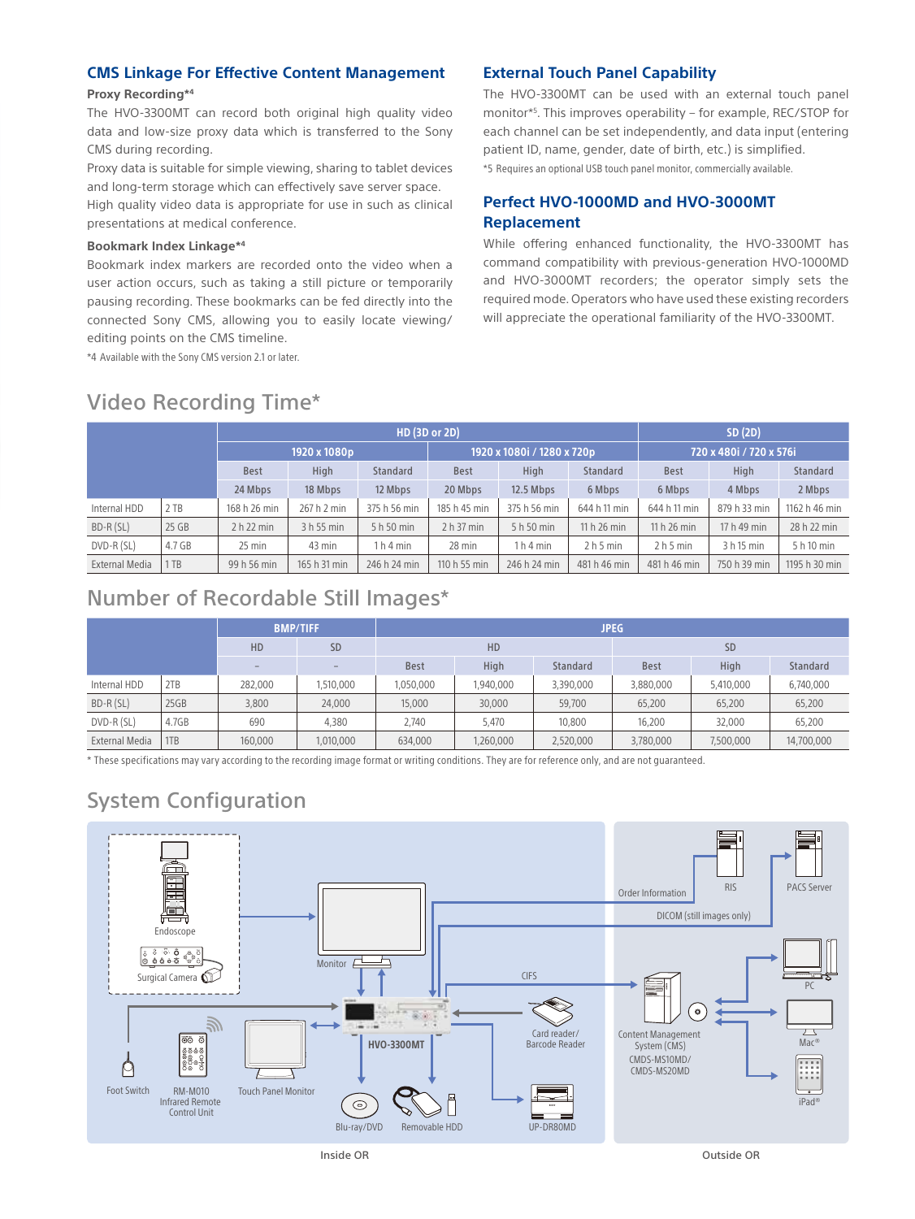## CMS Linkage For Effective Content Management

### Proxy Recording*4

The HVO-3300MT can record both original high quality video data and low-size proxy data which is transferred to the Sony CMS during recording.

Proxy data is suitable for simple viewing, sharing to tablet devices and long-term storage which can effectively save server space.

High quality video data is appropriate for use in such as clinical presentations at medical conference.

### Bookmark Index Linkage*4

Bookmark index markers are recorded onto the video when a user action occurs, such as taking a still picture or temporarily pausing recording. These bookmarks can be fed directly into the connected Sony CMS, allowing you to easily locate viewing/editing points on the CMS timeline.

*4 Available with the Sony CMS version 2.1 or later.

## External Touch Panel Capability

The HVO-3300MT can be used with an external touch panel monitor*5. This improves operability – for example, REC/STOP for each channel can be set independently, and data input (entering patient ID, name, gender, date of birth, etc.) is simplified.

*5 Requires an optional USB touch panel monitor, commercially available.

## Perfect HVO-1000MD and HVO-3000MT Replacement

While offering enhanced functionality, the HVO-3300MT has command compatibility with previous-generation HVO-1000MD and HVO-3000MT recorders; the operator simply sets the required mode. Operators who have used these existing recorders will appreciate the operational familiarity of the HVO-3300MT.

# Video Recording Time*

| | | HD (3D or 2D) | | | | | | SD (2D) | | |
|---|---|---|---|---|---|---|---|---|---|---|
| | | 1920 x 1080p | | | 1920 x 1080i / 1280 x 720p | | | 720 x 480i / 720 x 576i | | |
| | | Best | High | Standard | Best | High | Standard | Best | High | Standard |
| | | 24 Mbps | 18 Mbps | 12 Mbps | 20 Mbps | 12.5 Mbps | 6 Mbps | 6 Mbps | 4 Mbps | 2 Mbps |
| Internal HDD | 2 TB | 168 h 26 min | 267 h 2 min | 375 h 56 min | 185 h 45 min | 375 h 56 min | 644 h 11 min | 644 h 11 min | 879 h 33 min | 1162 h 46 min |
| BD-R (SL) | 25 GB | 2 h 22 min | 3 h 55 min | 5 h 50 min | 2 h 37 min | 5 h 50 min | 11 h 26 min | 11 h 26 min | 17 h 49 min | 28 h 22 min |
| DVD-R (SL) | 4.7 GB | 25 min | 43 min | 1 h 4 min | 28 min | 1 h 4 min | 2 h 5 min | 2 h 5 min | 3 h 15 min | 5 h 10 min |
| External Media | 1 TB | 99 h 56 min | 165 h 31 min | 246 h 24 min | 110 h 55 min | 246 h 24 min | 481 h 46 min | 481 h 46 min | 750 h 39 min | 1195 h 30 min |

# Number of Recordable Still Images*

| | | BMP/TIFF | | JPEG | | | | | |
|---|---|---|---|---|---|---|---|---|---|
| | | HD | SD | HD | | | SD | | |
| | | – | – | Best | High | Standard | Best | High | Standard |
| Internal HDD | 2TB | 282,000 | 1,510,000 | 1,050,000 | 1,940,000 | 3,390,000 | 3,880,000 | 5,410,000 | 6,740,000 |
| BD-R (SL) | 25GB | 3,800 | 24,000 | 15,000 | 30,000 | 59,700 | 65,200 | 65,200 | 65,200 |
| DVD-R (SL) | 4.7GB | 690 | 4,380 | 2,740 | 5,470 | 10,800 | 16,200 | 32,000 | 65,200 |
| External Media | 1TB | 160,000 | 1,010,000 | 634,000 | 1,260,000 | 2,520,000 | 3,780,000 | 7,500,000 | 14,700,000 |

* These specifications may vary according to the recording image format or writing conditions. They are for reference only, and are not guaranteed.

# System Configuration

Endoscope, Surgical Camera, Monitor, HVO-3300MT, Foot Switch, RM-M010 Infrared Remote Control Unit, Touch Panel Monitor, Blu-ray/DVD, Removable HDD, Card reader/Barcode Reader, UP-DR80MD, CIFS, Order Information, DICOM (still images only), RIS, PACS Server, Content Management System (CMS) CMDS-MS10MD/CMDS-MS20MD, PC, Mac®, iPad®

Inside OR

Outside OR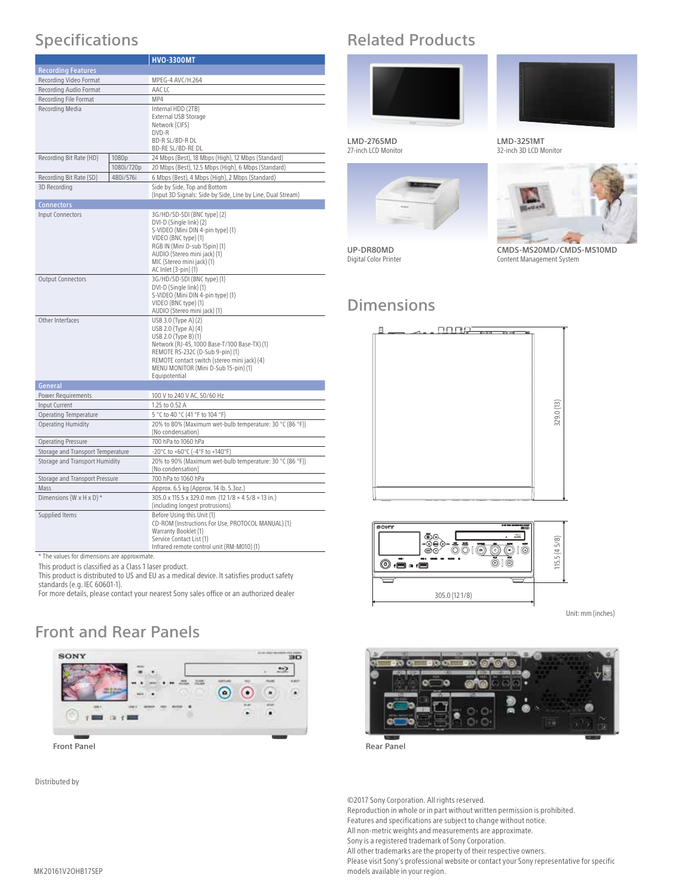## Specifications

| | | HVO-3300MT |
|---|---|---|
| **Recording Features** | | |
| Recording Video Format | | MPEG-4 AVC/H.264 |
| Recording Audio Format | | AAC LC |
| Recording File Format | | MP4 |
| Recording Media | | Internal HDD (2TB)<br>External USB Storage<br>Network (CIFS)<br>DVD-R<br>BD-R SL/BD-R DL<br>BD-RE SL/BD-RE DL |
| Recording Bit Rate (HD) | 1080p | 24 Mbps (Best), 18 Mbps (High), 12 Mbps (Standard) |
| | 1080i/720p | 20 Mbps (Best), 12.5 Mbps (High), 6 Mbps (Standard) |
| Recording Bit Rate (SD) | 480i/576i | 6 Mbps (Best), 4 Mbps (High), 2 Mbps (Standard) |
| 3D Recording | | Side by Side, Top and Bottom<br>(Input 3D Signals: Side by Side, Line by Line, Dual Stream) |
| **Connectors** | | |
| Input Connectors | | 3G/HD/SD-SDI (BNC type) (2)<br>DVI-D (Single link) (2)<br>S-VIDEO (Mini DIN 4-pin type) (1)<br>VIDEO (BNC type) (1)<br>RGB IN (Mini D-sub 15pin) (1)<br>AUDIO (Stereo mini jack) (1)<br>MIC (Stereo mini jack) (1)<br>AC Inlet (3-pin) (1) |
| Output Connectors | | 3G/HD/SD-SDI (BNC type) (1)<br>DVI-D (Single link) (1)<br>S-VIDEO (Mini DIN 4-pin type) (1)<br>VIDEO (BNC type) (1)<br>AUDIO (Stereo mini jack) (1) |
| Other Interfaces | | USB 3.0 (Type A) (2)<br>USB 2.0 (Type A) (4)<br>USB 2.0 (Type B) (1)<br>Network (RJ-45, 1000 Base-T/100 Base-TX) (1)<br>REMOTE RS-232C (D-Sub 9-pin) (1)<br>REMOTE contact switch (stereo mini jack) (4)<br>MENU MONITOR (Mini D-Sub 15-pin) (1)<br>Equipotential |
| **General** | | |
| Power Requirements | | 100 V to 240 V AC, 50/60 Hz |
| Input Current | | 1.25 to 0.52 A |
| Operating Temperature | | 5 °C to 40 °C (41 °F to 104 °F) |
| Operating Humidity | | 20% to 80% (Maximum wet-bulb temperature: 30 °C (86 °F))<br>(No condensation) |
| Operating Pressure | | 700 hPa to 1060 hPa |
| Storage and Transport Temperature | | -20°C to +60°C (-4°F to +140°F) |
| Storage and Transport Humidity | | 20% to 90% (Maximum wet-bulb temperature: 30 °C (86 °F))<br>(No condensation) |
| Storage and Transport Pressure | | 700 hPa to 1060 hPa |
| Mass | | Approx. 6.5 kg (Approx. 14 lb. 5.3oz.) |
| Dimensions (W x H x D) * | | 305.0 x 115.5 x 329.0 mm (12 1/8 × 4 5/8 × 13 in.)<br>(including longest protrusions) |
| Supplied Items | | Before Using this Unit (1)<br>CD-ROM (Instructions For Use, PROTOCOL MANUAL) (1)<br>Warranty Booklet (1)<br>Service Contact List (1)<br>Infrared remote control unit (RM-M010) (1) |

* The values for dimensions are approximate.

This product is classified as a Class 1 laser product.
This product is distributed to US and EU as a medical device. It satisfies product safety standards (e.g. IEC 60601-1).
For more details, please contact your nearest Sony sales office or an authorized dealer

## Related Products

**LMD-2765MD**
27-inch LCD Monitor

**LMD-3251MT**
32-inch 3D LCD Monitor

**UP-DR80MD**
Digital Color Printer

**CMDS-MS20MD/CMDS-MS10MD**
Content Management System

## Dimensions

329.0 (13)

115.5 (4 5/8)

305.0 (12 1/8)

Unit: mm (inches)

## Front and Rear Panels

Front Panel

Rear Panel

Distributed by

MK20161V2OHB17SEP

©2017 Sony Corporation. All rights reserved.
Reproduction in whole or in part without written permission is prohibited.
Features and specifications are subject to change without notice.
All non-metric weights and measurements are approximate.
Sony is a registered trademark of Sony Corporation.
All other trademarks are the property of their respective owners.
Please visit Sony's professional website or contact your Sony representative for specific models available in your region.